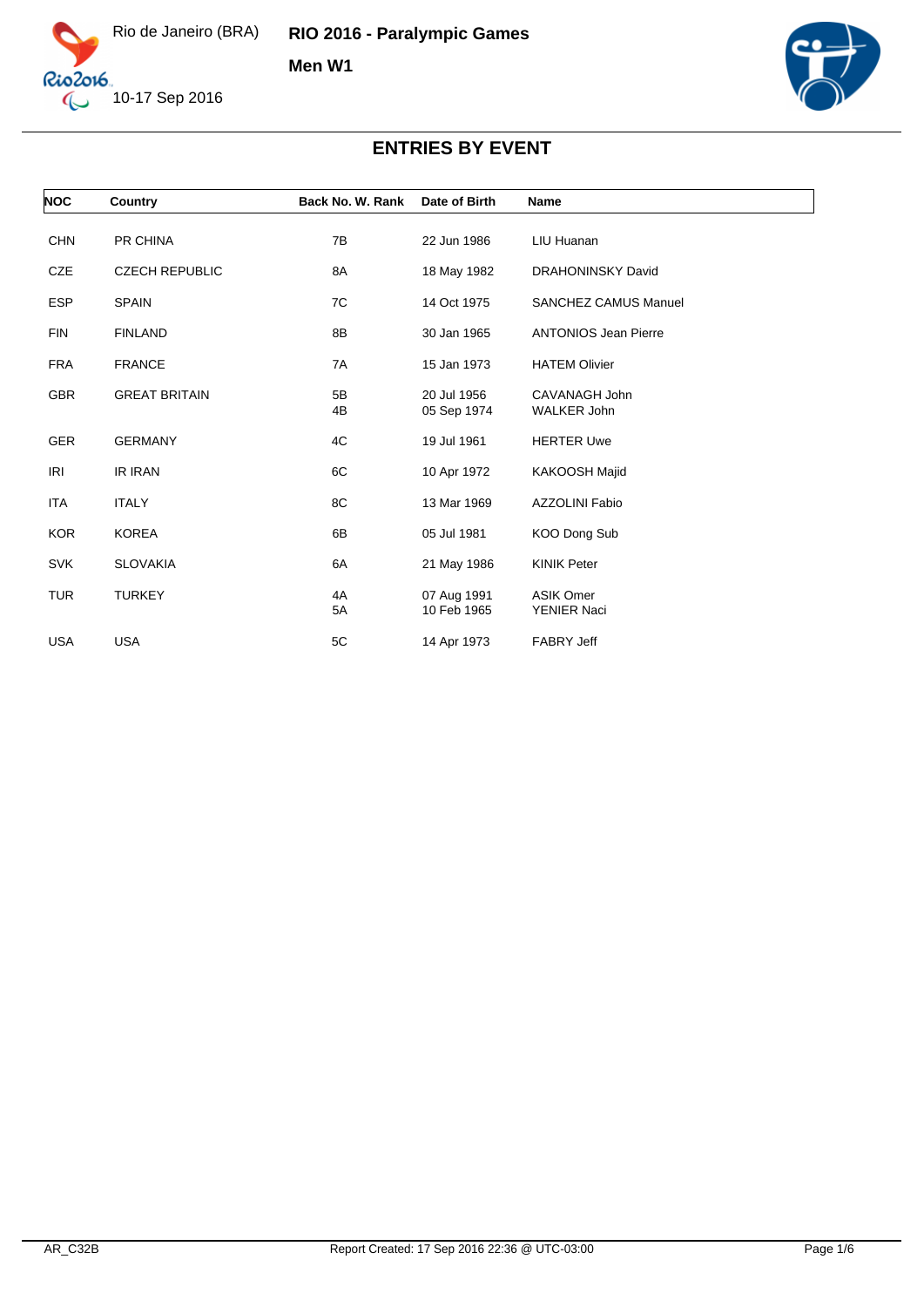Rio de Janeiro (BRA)

**RIO 2016 - Paralympic Games**

**Men W1**

10-17 Sep 2016

## ENTRIES BY EVENT

| NOC | Country | Back No. | W. Rank | Date of Birth | Name |
|---|---|---|---|---|---|
| CHN | PR CHINA | 7B | | 22 Jun 1986 | LIU Huanan |
| CZE | CZECH REPUBLIC | 8A | | 18 May 1982 | DRAHONINSKY David |
| ESP | SPAIN | 7C | | 14 Oct 1975 | SANCHEZ CAMUS Manuel |
| FIN | FINLAND | 8B | | 30 Jan 1965 | ANTONIOS Jean Pierre |
| FRA | FRANCE | 7A | | 15 Jan 1973 | HATEM Olivier |
| GBR | GREAT BRITAIN | 5B | | 20 Jul 1956 | CAVANAGH John |
| | | 4B | | 05 Sep 1974 | WALKER John |
| GER | GERMANY | 4C | | 19 Jul 1961 | HERTER Uwe |
| IRI | IR IRAN | 6C | | 10 Apr 1972 | KAKOOSH Majid |
| ITA | ITALY | 8C | | 13 Mar 1969 | AZZOLINI Fabio |
| KOR | KOREA | 6B | | 05 Jul 1981 | KOO Dong Sub |
| SVK | SLOVAKIA | 6A | | 21 May 1986 | KINIK Peter |
| TUR | TURKEY | 4A | | 07 Aug 1991 | ASIK Omer |
| | | 5A | | 10 Feb 1965 | YENIER Naci |
| USA | USA | 5C | | 14 Apr 1973 | FABRY Jeff |

AR_C32B — Report Created: 17 Sep 2016 22:36 @ UTC-03:00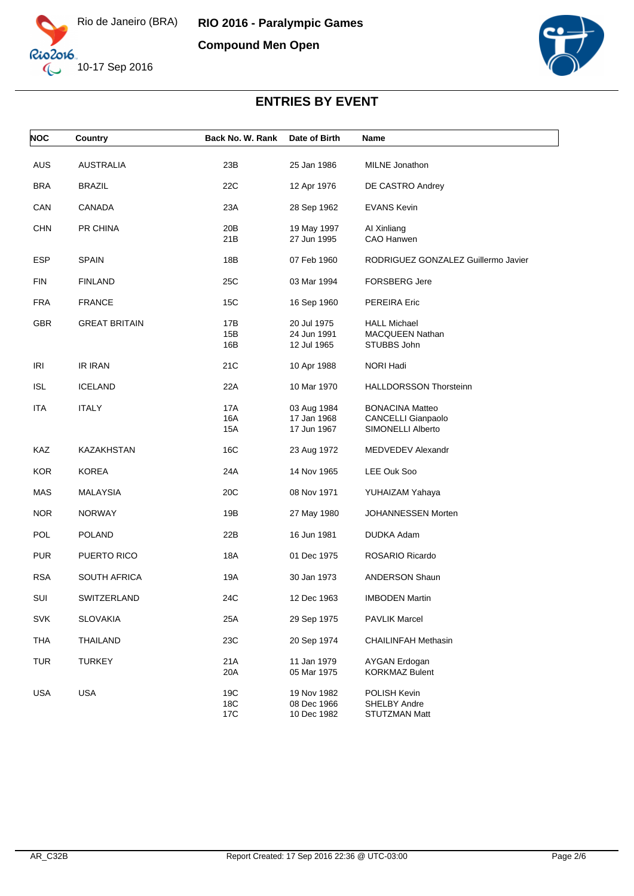# RIO 2016 - Paralympic Games

## Compound Men Open

Rio de Janeiro (BRA)
10-17 Sep 2016

## ENTRIES BY EVENT

| NOC | Country | Back No. | W. Rank | Date of Birth | Name |
|---|---|---|---|---|---|
| AUS | AUSTRALIA | 23B | | 25 Jan 1986 | MILNE Jonathon |
| BRA | BRAZIL | 22C | | 12 Apr 1976 | DE CASTRO Andrey |
| CAN | CANADA | 23A | | 28 Sep 1962 | EVANS Kevin |
| CHN | PR CHINA | 20B | | 19 May 1997 | AI Xinliang |
| | | 21B | | 27 Jun 1995 | CAO Hanwen |
| ESP | SPAIN | 18B | | 07 Feb 1960 | RODRIGUEZ GONZALEZ Guillermo Javier |
| FIN | FINLAND | 25C | | 03 Mar 1994 | FORSBERG Jere |
| FRA | FRANCE | 15C | | 16 Sep 1960 | PEREIRA Eric |
| GBR | GREAT BRITAIN | 17B | | 20 Jul 1975 | HALL Michael |
| | | 15B | | 24 Jun 1991 | MACQUEEN Nathan |
| | | 16B | | 12 Jul 1965 | STUBBS John |
| IRI | IR IRAN | 21C | | 10 Apr 1988 | NORI Hadi |
| ISL | ICELAND | 22A | | 10 Mar 1970 | HALLDORSSON Thorsteinn |
| ITA | ITALY | 17A | | 03 Aug 1984 | BONACINA Matteo |
| | | 16A | | 17 Jan 1968 | CANCELLI Gianpaolo |
| | | 15A | | 17 Jun 1967 | SIMONELLI Alberto |
| KAZ | KAZAKHSTAN | 16C | | 23 Aug 1972 | MEDVEDEV Alexandr |
| KOR | KOREA | 24A | | 14 Nov 1965 | LEE Ouk Soo |
| MAS | MALAYSIA | 20C | | 08 Nov 1971 | YUHAIZAM Yahaya |
| NOR | NORWAY | 19B | | 27 May 1980 | JOHANNESSEN Morten |
| POL | POLAND | 22B | | 16 Jun 1981 | DUDKA Adam |
| PUR | PUERTO RICO | 18A | | 01 Dec 1975 | ROSARIO Ricardo |
| RSA | SOUTH AFRICA | 19A | | 30 Jan 1973 | ANDERSON Shaun |
| SUI | SWITZERLAND | 24C | | 12 Dec 1963 | IMBODEN Martin |
| SVK | SLOVAKIA | 25A | | 29 Sep 1975 | PAVLIK Marcel |
| THA | THAILAND | 23C | | 20 Sep 1974 | CHAILINFAH Methasin |
| TUR | TURKEY | 21A | | 11 Jan 1979 | AYGAN Erdogan |
| | | 20A | | 05 Mar 1975 | KORKMAZ Bulent |
| USA | USA | 19C | | 19 Nov 1982 | POLISH Kevin |
| | | 18C | | 08 Dec 1966 | SHELBY Andre |
| | | 17C | | 10 Dec 1982 | STUTZMAN Matt |

AR_C32B Report Created: 17 Sep 2016 22:36 @ UTC-03:00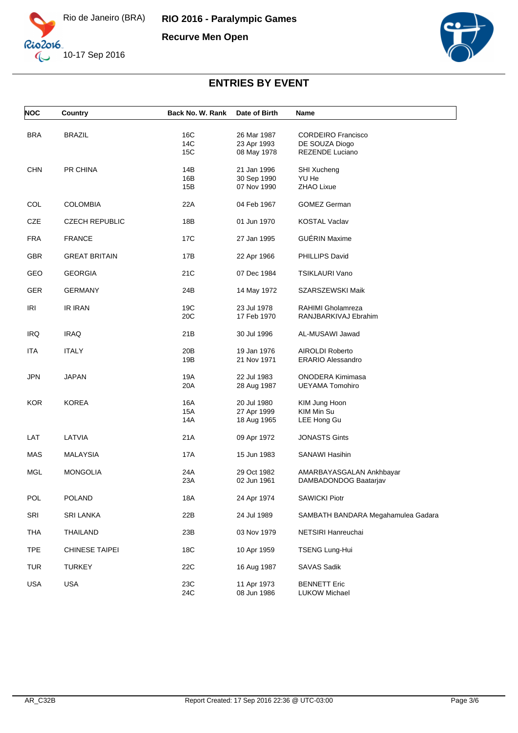# Recurve Men Open

## ENTRIES BY EVENT

| NOC | Country | Back No. | W. Rank | Date of Birth | Name |
|---|---|---|---|---|---|
| BRA | BRAZIL | 16C | | 26 Mar 1987 | CORDEIRO Francisco |
| | | 14C | | 23 Apr 1993 | DE SOUZA Diogo |
| | | 15C | | 08 May 1978 | REZENDE Luciano |
| CHN | PR CHINA | 14B | | 21 Jan 1996 | SHI Xucheng |
| | | 16B | | 30 Sep 1990 | YU He |
| | | 15B | | 07 Nov 1990 | ZHAO Lixue |
| COL | COLOMBIA | 22A | | 04 Feb 1967 | GOMEZ German |
| CZE | CZECH REPUBLIC | 18B | | 01 Jun 1970 | KOSTAL Vaclav |
| FRA | FRANCE | 17C | | 27 Jan 1995 | GUÉRIN Maxime |
| GBR | GREAT BRITAIN | 17B | | 22 Apr 1966 | PHILLIPS David |
| GEO | GEORGIA | 21C | | 07 Dec 1984 | TSIKLAURI Vano |
| GER | GERMANY | 24B | | 14 May 1972 | SZARSZEWSKI Maik |
| IRI | IR IRAN | 19C | | 23 Jul 1978 | RAHIMI Gholamreza |
| | | 20C | | 17 Feb 1970 | RANJBARKIVAJ Ebrahim |
| IRQ | IRAQ | 21B | | 30 Jul 1996 | AL-MUSAWI Jawad |
| ITA | ITALY | 20B | | 19 Jan 1976 | AIROLDI Roberto |
| | | 19B | | 21 Nov 1971 | ERARIO Alessandro |
| JPN | JAPAN | 19A | | 22 Jul 1983 | ONODERA Kimimasa |
| | | 20A | | 28 Aug 1987 | UEYAMA Tomohiro |
| KOR | KOREA | 16A | | 20 Jul 1980 | KIM Jung Hoon |
| | | 15A | | 27 Apr 1999 | KIM Min Su |
| | | 14A | | 18 Aug 1965 | LEE Hong Gu |
| LAT | LATVIA | 21A | | 09 Apr 1972 | JONASTS Gints |
| MAS | MALAYSIA | 17A | | 15 Jun 1983 | SANAWI Hasihin |
| MGL | MONGOLIA | 24A | | 29 Oct 1982 | AMARBAYASGALAN Ankhbayar |
| | | 23A | | 02 Jun 1961 | DAMBADONDOG Baatarjav |
| POL | POLAND | 18A | | 24 Apr 1974 | SAWICKI Piotr |
| SRI | SRI LANKA | 22B | | 24 Jul 1989 | SAMBATH BANDARA Megahamulea Gadara |
| THA | THAILAND | 23B | | 03 Nov 1979 | NETSIRI Hanreuchai |
| TPE | CHINESE TAIPEI | 18C | | 10 Apr 1959 | TSENG Lung-Hui |
| TUR | TURKEY | 22C | | 16 Aug 1987 | SAVAS Sadik |
| USA | USA | 23C | | 11 Apr 1973 | BENNETT Eric |
| | | 24C | | 08 Jun 1986 | LUKOW Michael |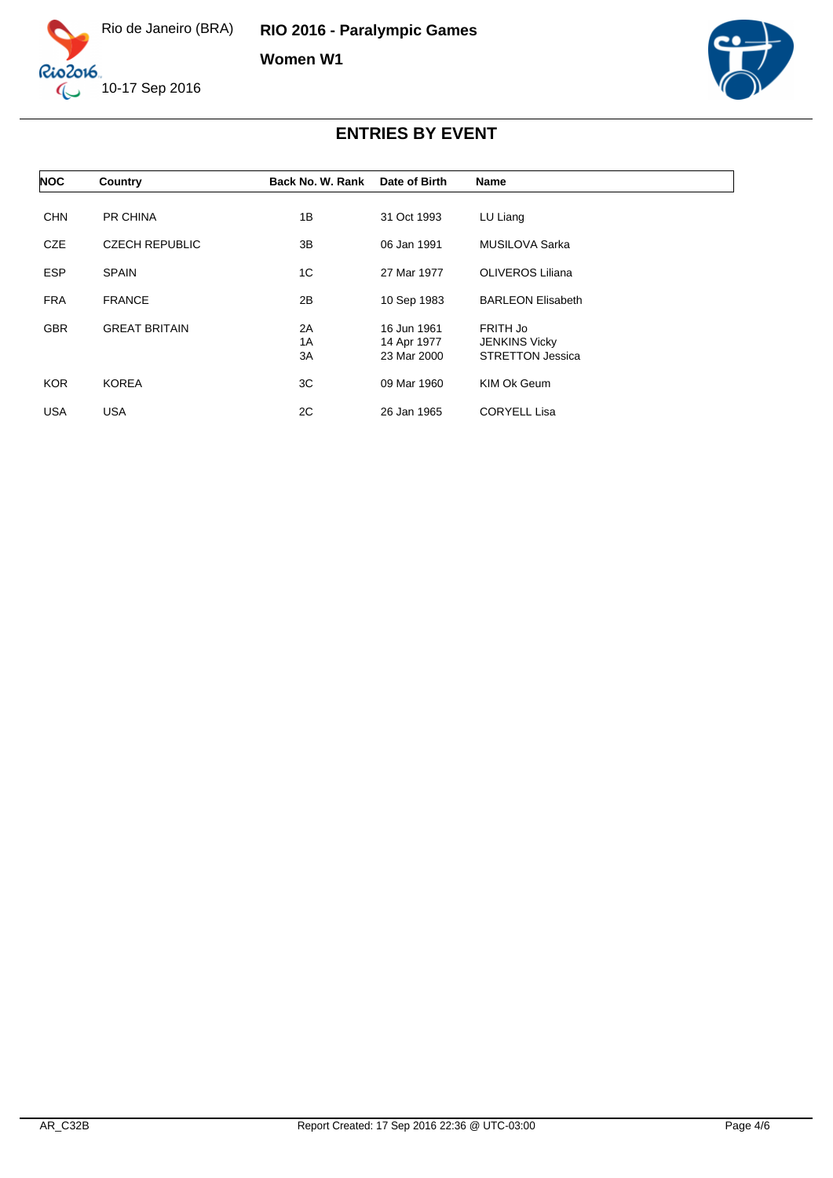Rio de Janeiro (BRA)

10-17 Sep 2016

**RIO 2016 - Paralympic Games**

**Women W1**

## ENTRIES BY EVENT

| NOC | Country | Back No. | W. Rank | Date of Birth | Name |
|---|---|---|---|---|---|
| CHN | PR CHINA | 1B | | 31 Oct 1993 | LU Liang |
| CZE | CZECH REPUBLIC | 3B | | 06 Jan 1991 | MUSILOVA Sarka |
| ESP | SPAIN | 1C | | 27 Mar 1977 | OLIVEROS Liliana |
| FRA | FRANCE | 2B | | 10 Sep 1983 | BARLEON Elisabeth |
| GBR | GREAT BRITAIN | 2A | | 16 Jun 1961 | FRITH Jo |
| | | 1A | | 14 Apr 1977 | JENKINS Vicky |
| | | 3A | | 23 Mar 2000 | STRETTON Jessica |
| KOR | KOREA | 3C | | 09 Mar 1960 | KIM Ok Geum |
| USA | USA | 2C | | 26 Jan 1965 | CORYELL Lisa |

AR_C32B

Report Created: 17 Sep 2016 22:36 @ UTC-03:00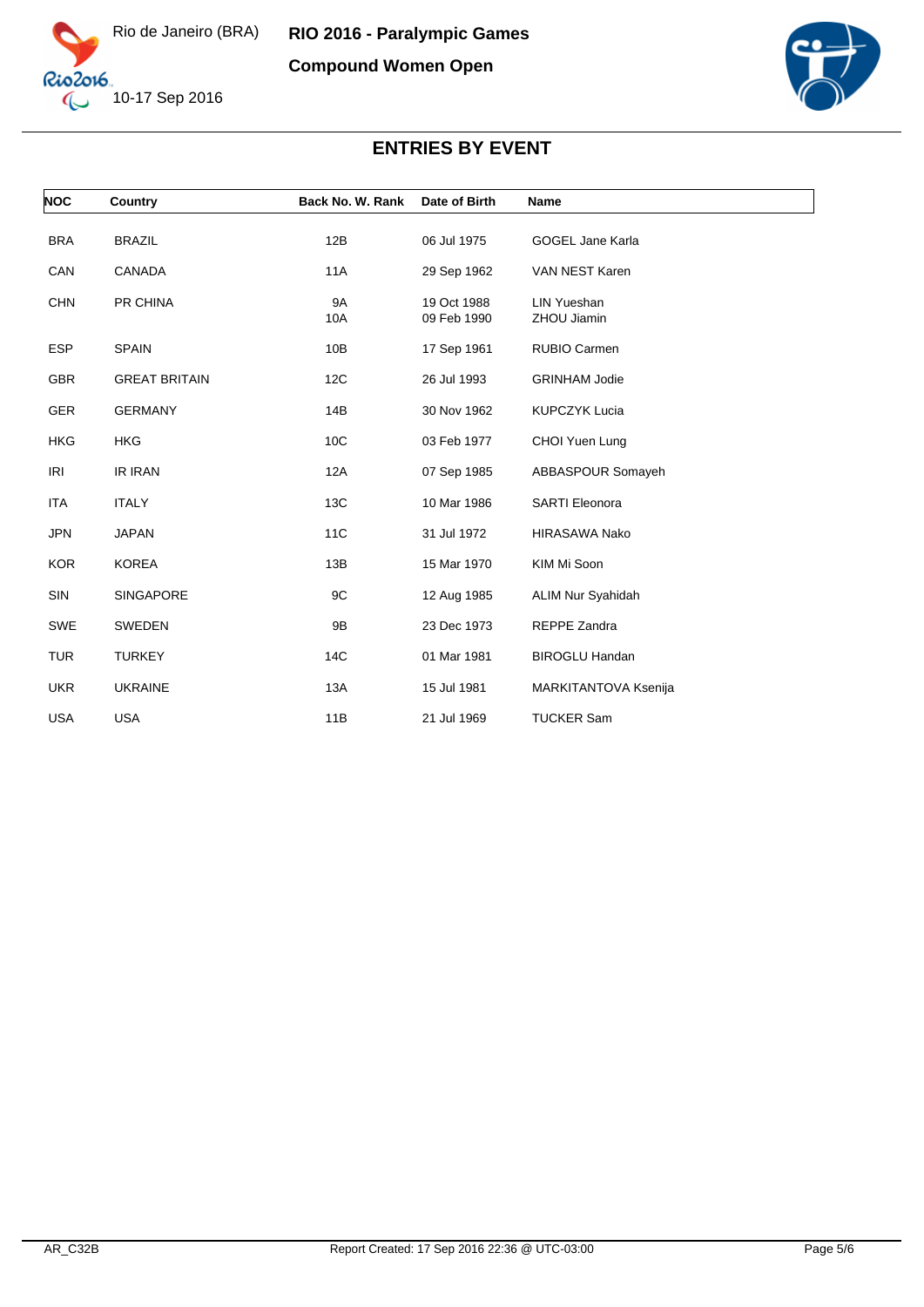# RIO 2016 - Paralympic Games

## Compound Women Open

Rio de Janeiro (BRA)

10-17 Sep 2016

## ENTRIES BY EVENT

| NOC | Country | Back No. | W. Rank | Date of Birth | Name |
|---|---|---|---|---|---|
| BRA | BRAZIL | 12B | | 06 Jul 1975 | GOGEL Jane Karla |
| CAN | CANADA | 11A | | 29 Sep 1962 | VAN NEST Karen |
| CHN | PR CHINA | 9A | | 19 Oct 1988 | LIN Yueshan |
| | | 10A | | 09 Feb 1990 | ZHOU Jiamin |
| ESP | SPAIN | 10B | | 17 Sep 1961 | RUBIO Carmen |
| GBR | GREAT BRITAIN | 12C | | 26 Jul 1993 | GRINHAM Jodie |
| GER | GERMANY | 14B | | 30 Nov 1962 | KUPCZYK Lucia |
| HKG | HKG | 10C | | 03 Feb 1977 | CHOI Yuen Lung |
| IRI | IR IRAN | 12A | | 07 Sep 1985 | ABBASPOUR Somayeh |
| ITA | ITALY | 13C | | 10 Mar 1986 | SARTI Eleonora |
| JPN | JAPAN | 11C | | 31 Jul 1972 | HIRASAWA Nako |
| KOR | KOREA | 13B | | 15 Mar 1970 | KIM Mi Soon |
| SIN | SINGAPORE | 9C | | 12 Aug 1985 | ALIM Nur Syahidah |
| SWE | SWEDEN | 9B | | 23 Dec 1973 | REPPE Zandra |
| TUR | TURKEY | 14C | | 01 Mar 1981 | BIROGLU Handan |
| UKR | UKRAINE | 13A | | 15 Jul 1981 | MARKITANTOVA Ksenija |
| USA | USA | 11B | | 21 Jul 1969 | TUCKER Sam |

AR_C32B

Report Created: 17 Sep 2016 22:36 @ UTC-03:00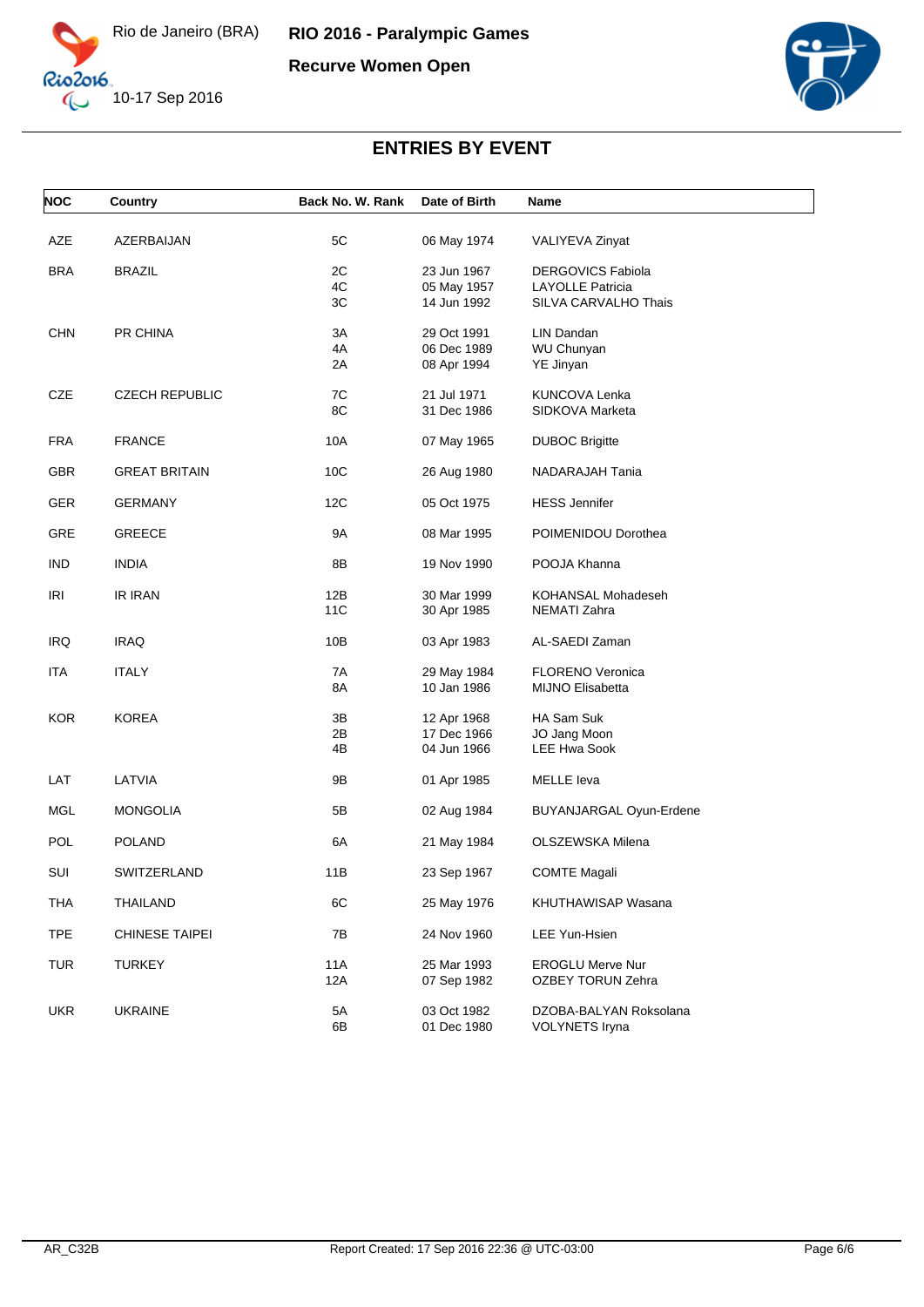# RIO 2016 - Paralympic Games

## Recurve Women Open

Rio de Janeiro (BRA)

10-17 Sep 2016

## ENTRIES BY EVENT

| NOC | Country | Back No. | W. Rank | Date of Birth | Name |
|---|---|---|---|---|---|
| AZE | AZERBAIJAN | 5C | | 06 May 1974 | VALIYEVA Zinyat |
| BRA | BRAZIL | 2C | | 23 Jun 1967 | DERGOVICS Fabiola |
| | | 4C | | 05 May 1957 | LAYOLLE Patricia |
| | | 3C | | 14 Jun 1992 | SILVA CARVALHO Thais |
| CHN | PR CHINA | 3A | | 29 Oct 1991 | LIN Dandan |
| | | 4A | | 06 Dec 1989 | WU Chunyan |
| | | 2A | | 08 Apr 1994 | YE Jinyan |
| CZE | CZECH REPUBLIC | 7C | | 21 Jul 1971 | KUNCOVA Lenka |
| | | 8C | | 31 Dec 1986 | SIDKOVA Marketa |
| FRA | FRANCE | 10A | | 07 May 1965 | DUBOC Brigitte |
| GBR | GREAT BRITAIN | 10C | | 26 Aug 1980 | NADARAJAH Tania |
| GER | GERMANY | 12C | | 05 Oct 1975 | HESS Jennifer |
| GRE | GREECE | 9A | | 08 Mar 1995 | POIMENIDOU Dorothea |
| IND | INDIA | 8B | | 19 Nov 1990 | POOJA Khanna |
| IRI | IR IRAN | 12B | | 30 Mar 1999 | KOHANSAL Mohadeseh |
| | | 11C | | 30 Apr 1985 | NEMATI Zahra |
| IRQ | IRAQ | 10B | | 03 Apr 1983 | AL-SAEDI Zaman |
| ITA | ITALY | 7A | | 29 May 1984 | FLORENO Veronica |
| | | 8A | | 10 Jan 1986 | MIJNO Elisabetta |
| KOR | KOREA | 3B | | 12 Apr 1968 | HA Sam Suk |
| | | 2B | | 17 Dec 1966 | JO Jang Moon |
| | | 4B | | 04 Jun 1966 | LEE Hwa Sook |
| LAT | LATVIA | 9B | | 01 Apr 1985 | MELLE Ieva |
| MGL | MONGOLIA | 5B | | 02 Aug 1984 | BUYANJARGAL Oyun-Erdene |
| POL | POLAND | 6A | | 21 May 1984 | OLSZEWSKA Milena |
| SUI | SWITZERLAND | 11B | | 23 Sep 1967 | COMTE Magali |
| THA | THAILAND | 6C | | 25 May 1976 | KHUTHAWISAP Wasana |
| TPE | CHINESE TAIPEI | 7B | | 24 Nov 1960 | LEE Yun-Hsien |
| TUR | TURKEY | 11A | | 25 Mar 1993 | EROGLU Merve Nur |
| | | 12A | | 07 Sep 1982 | OZBEY TORUN Zehra |
| UKR | UKRAINE | 5A | | 03 Oct 1982 | DZOBA-BALYAN Roksolana |
| | | 6B | | 01 Dec 1980 | VOLYNETS Iryna |

AR_C32B

Report Created: 17 Sep 2016 22:36 @ UTC-03:00